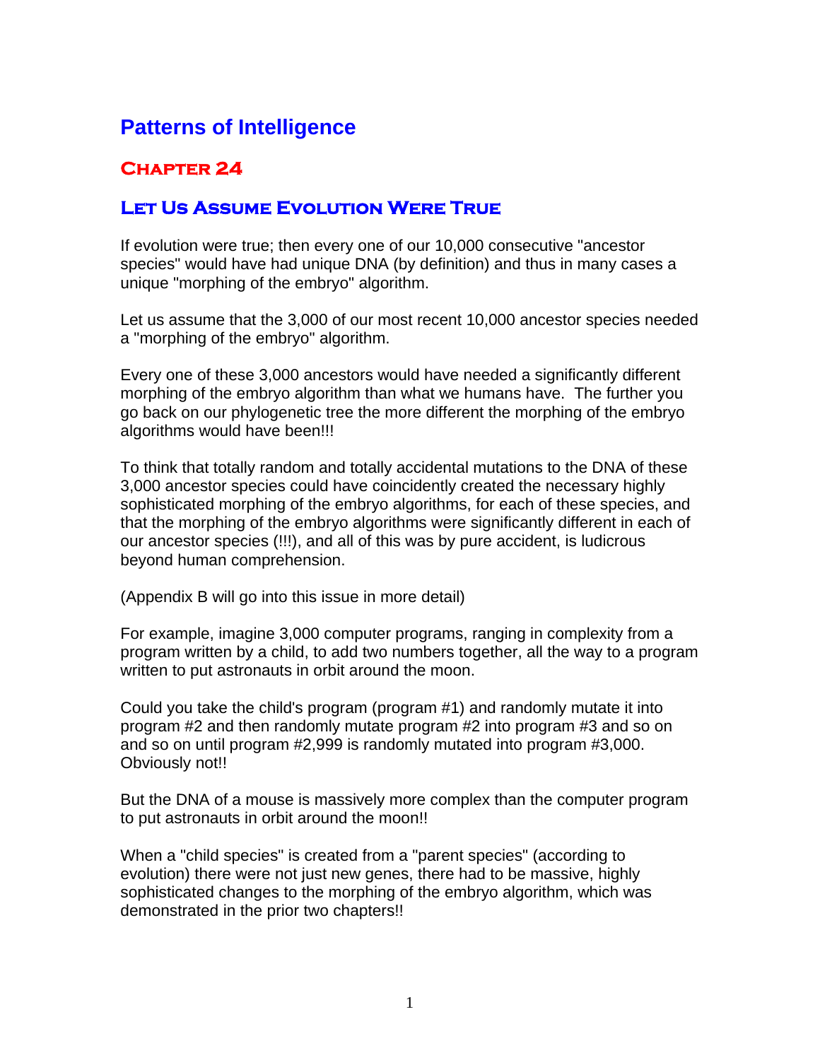# Patterns of Intelligence

## Chapter 24

## Let Us Assume Evolution Were True

If evolution were true; then every one of our 10,000 consecutive "ancestor species" would have had unique DNA (by definition) and thus in many cases a unique "morphing of the embryo" algorithm.

Let us assume that the 3,000 of our most recent 10,000 ancestor species needed a "morphing of the embryo" algorithm.

Every one of these 3,000 ancestors would have needed a significantly different morphing of the embryo algorithm than what we humans have. The further you go back on our phylogenetic tree the more different the morphing of the embryo algorithms would have been!!!

To think that totally random and totally accidental mutations to the DNA of these 3,000 ancestor species could have coincidently created the necessary highly sophisticated morphing of the embryo algorithms, for each of these species, and that the morphing of the embryo algorithms were significantly different in each of our ancestor species (!!!), and all of this was by pure accident, is ludicrous beyond human comprehension.

(Appendix B will go into this issue in more detail)

For example, imagine 3,000 computer programs, ranging in complexity from a program written by a child, to add two numbers together, all the way to a program written to put astronauts in orbit around the moon.

Could you take the child's program (program #1) and randomly mutate it into program #2 and then randomly mutate program #2 into program #3 and so on and so on until program #2,999 is randomly mutated into program #3,000. Obviously not!!

But the DNA of a mouse is massively more complex than the computer program to put astronauts in orbit around the moon!!

When a "child species" is created from a "parent species" (according to evolution) there were not just new genes, there had to be massive, highly sophisticated changes to the morphing of the embryo algorithm, which was demonstrated in the prior two chapters!!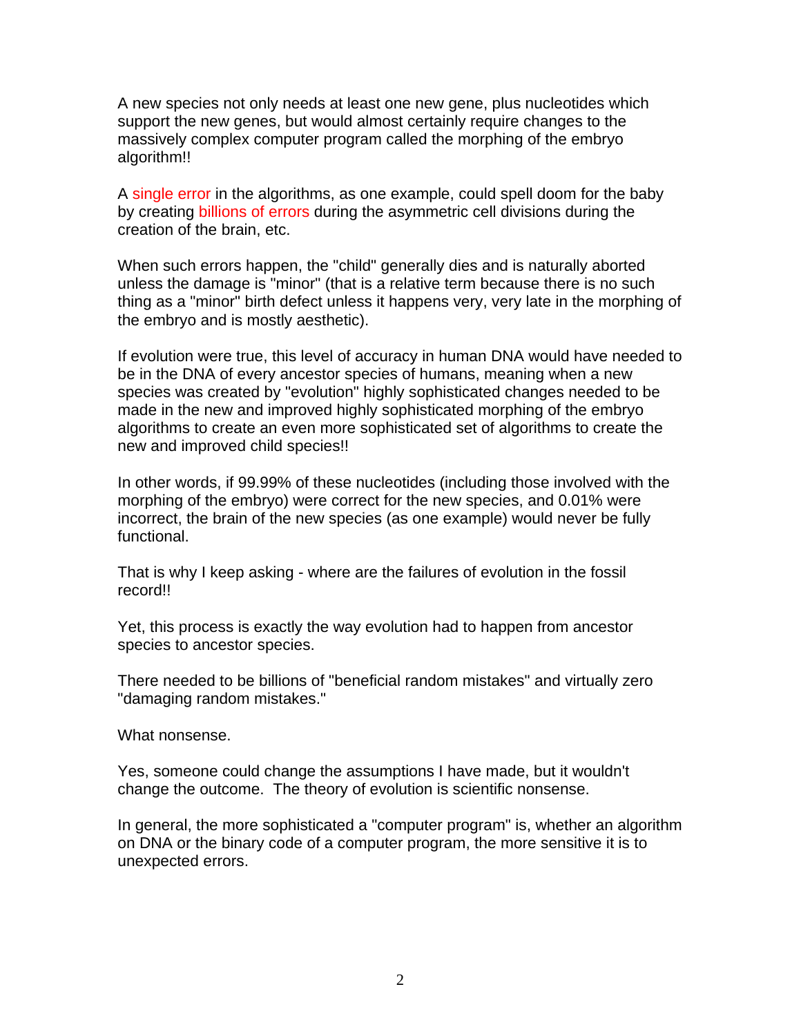A new species not only needs at least one new gene, plus nucleotides which support the new genes, but would almost certainly require changes to the massively complex computer program called the morphing of the embryo algorithm!!

A single error in the algorithms, as one example, could spell doom for the baby by creating billions of errors during the asymmetric cell divisions during the creation of the brain, etc.

When such errors happen, the "child" generally dies and is naturally aborted unless the damage is "minor" (that is a relative term because there is no such thing as a "minor" birth defect unless it happens very, very late in the morphing of the embryo and is mostly aesthetic).

If evolution were true, this level of accuracy in human DNA would have needed to be in the DNA of every ancestor species of humans, meaning when a new species was created by "evolution" highly sophisticated changes needed to be made in the new and improved highly sophisticated morphing of the embryo algorithms to create an even more sophisticated set of algorithms to create the new and improved child species!!

In other words, if 99.99% of these nucleotides (including those involved with the morphing of the embryo) were correct for the new species, and 0.01% were incorrect, the brain of the new species (as one example) would never be fully functional.

That is why I keep asking - where are the failures of evolution in the fossil record!!

Yet, this process is exactly the way evolution had to happen from ancestor species to ancestor species.

There needed to be billions of "beneficial random mistakes" and virtually zero "damaging random mistakes."

What nonsense.

Yes, someone could change the assumptions I have made, but it wouldn't change the outcome. The theory of evolution is scientific nonsense.

In general, the more sophisticated a "computer program" is, whether an algorithm on DNA or the binary code of a computer program, the more sensitive it is to unexpected errors.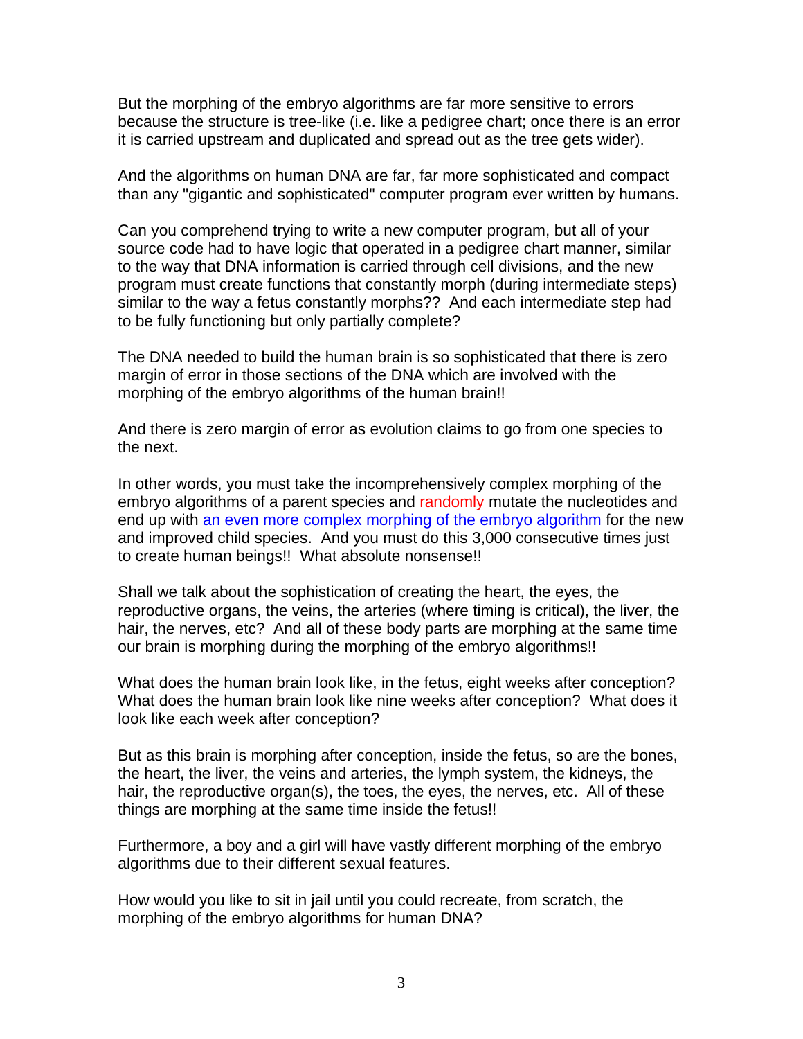But the morphing of the embryo algorithms are far more sensitive to errors because the structure is tree-like (i.e. like a pedigree chart; once there is an error it is carried upstream and duplicated and spread out as the tree gets wider).

And the algorithms on human DNA are far, far more sophisticated and compact than any "gigantic and sophisticated" computer program ever written by humans.

Can you comprehend trying to write a new computer program, but all of your source code had to have logic that operated in a pedigree chart manner, similar to the way that DNA information is carried through cell divisions, and the new program must create functions that constantly morph (during intermediate steps) similar to the way a fetus constantly morphs?? And each intermediate step had to be fully functioning but only partially complete?

The DNA needed to build the human brain is so sophisticated that there is zero margin of error in those sections of the DNA which are involved with the morphing of the embryo algorithms of the human brain!!

And there is zero margin of error as evolution claims to go from one species to the next.

In other words, you must take the incomprehensively complex morphing of the embryo algorithms of a parent species and randomly mutate the nucleotides and end up with an even more complex morphing of the embryo algorithm for the new and improved child species. And you must do this 3,000 consecutive times just to create human beings!! What absolute nonsense!!

Shall we talk about the sophistication of creating the heart, the eyes, the reproductive organs, the veins, the arteries (where timing is critical), the liver, the hair, the nerves, etc? And all of these body parts are morphing at the same time our brain is morphing during the morphing of the embryo algorithms!!

What does the human brain look like, in the fetus, eight weeks after conception? What does the human brain look like nine weeks after conception? What does it look like each week after conception?

But as this brain is morphing after conception, inside the fetus, so are the bones, the heart, the liver, the veins and arteries, the lymph system, the kidneys, the hair, the reproductive organ(s), the toes, the eyes, the nerves, etc. All of these things are morphing at the same time inside the fetus!!

Furthermore, a boy and a girl will have vastly different morphing of the embryo algorithms due to their different sexual features.

How would you like to sit in jail until you could recreate, from scratch, the morphing of the embryo algorithms for human DNA?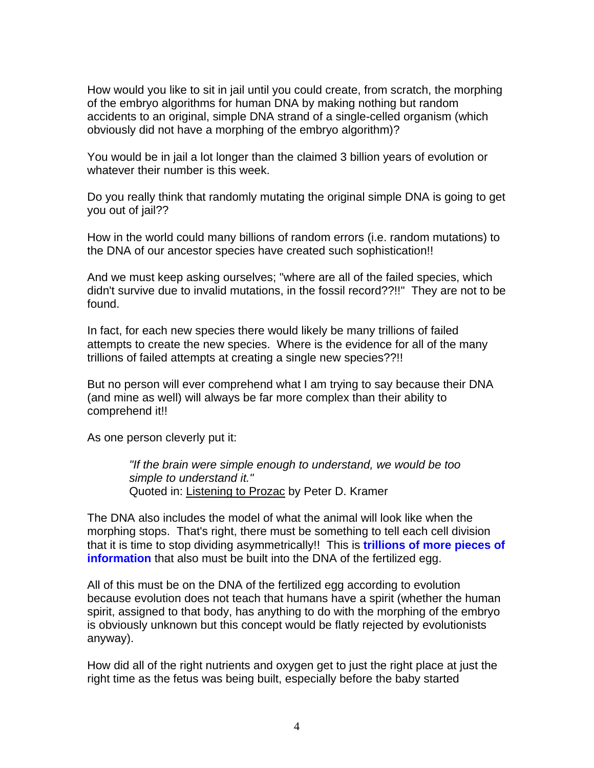How would you like to sit in jail until you could create, from scratch, the morphing of the embryo algorithms for human DNA by making nothing but random accidents to an original, simple DNA strand of a single-celled organism (which obviously did not have a morphing of the embryo algorithm)?

You would be in jail a lot longer than the claimed 3 billion years of evolution or whatever their number is this week.

Do you really think that randomly mutating the original simple DNA is going to get you out of jail??

How in the world could many billions of random errors (i.e. random mutations) to the DNA of our ancestor species have created such sophistication!!

And we must keep asking ourselves; "where are all of the failed species, which didn't survive due to invalid mutations, in the fossil record??!!" They are not to be found.

In fact, for each new species there would likely be many trillions of failed attempts to create the new species. Where is the evidence for all of the many trillions of failed attempts at creating a single new species??!!

But no person will ever comprehend what I am trying to say because their DNA (and mine as well) will always be far more complex than their ability to comprehend it!!

As one person cleverly put it:

> *"If the brain were simple enough to understand, we would be too simple to understand it."*
> Quoted in: <u>Listening to Prozac</u> by Peter D. Kramer

The DNA also includes the model of what the animal will look like when the morphing stops. That's right, there must be something to tell each cell division that it is time to stop dividing asymmetrically!! This is **trillions of more pieces of information** that also must be built into the DNA of the fertilized egg.

All of this must be on the DNA of the fertilized egg according to evolution because evolution does not teach that humans have a spirit (whether the human spirit, assigned to that body, has anything to do with the morphing of the embryo is obviously unknown but this concept would be flatly rejected by evolutionists anyway).

How did all of the right nutrients and oxygen get to just the right place at just the right time as the fetus was being built, especially before the baby started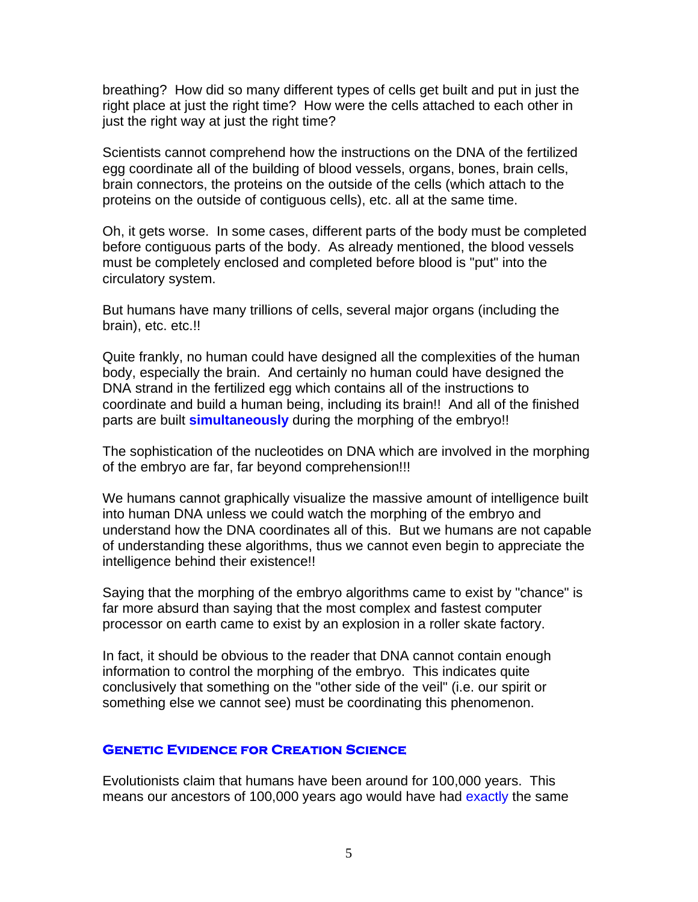breathing? How did so many different types of cells get built and put in just the right place at just the right time? How were the cells attached to each other in just the right way at just the right time?

Scientists cannot comprehend how the instructions on the DNA of the fertilized egg coordinate all of the building of blood vessels, organs, bones, brain cells, brain connectors, the proteins on the outside of the cells (which attach to the proteins on the outside of contiguous cells), etc. all at the same time.

Oh, it gets worse. In some cases, different parts of the body must be completed before contiguous parts of the body. As already mentioned, the blood vessels must be completely enclosed and completed before blood is "put" into the circulatory system.

But humans have many trillions of cells, several major organs (including the brain), etc. etc.!!

Quite frankly, no human could have designed all the complexities of the human body, especially the brain. And certainly no human could have designed the DNA strand in the fertilized egg which contains all of the instructions to coordinate and build a human being, including its brain!! And all of the finished parts are built **simultaneously** during the morphing of the embryo!!

The sophistication of the nucleotides on DNA which are involved in the morphing of the embryo are far, far beyond comprehension!!!

We humans cannot graphically visualize the massive amount of intelligence built into human DNA unless we could watch the morphing of the embryo and understand how the DNA coordinates all of this. But we humans are not capable of understanding these algorithms, thus we cannot even begin to appreciate the intelligence behind their existence!!

Saying that the morphing of the embryo algorithms came to exist by "chance" is far more absurd than saying that the most complex and fastest computer processor on earth came to exist by an explosion in a roller skate factory.

In fact, it should be obvious to the reader that DNA cannot contain enough information to control the morphing of the embryo. This indicates quite conclusively that something on the "other side of the veil" (i.e. our spirit or something else we cannot see) must be coordinating this phenomenon.

### Genetic Evidence for Creation Science

Evolutionists claim that humans have been around for 100,000 years. This means our ancestors of 100,000 years ago would have had exactly the same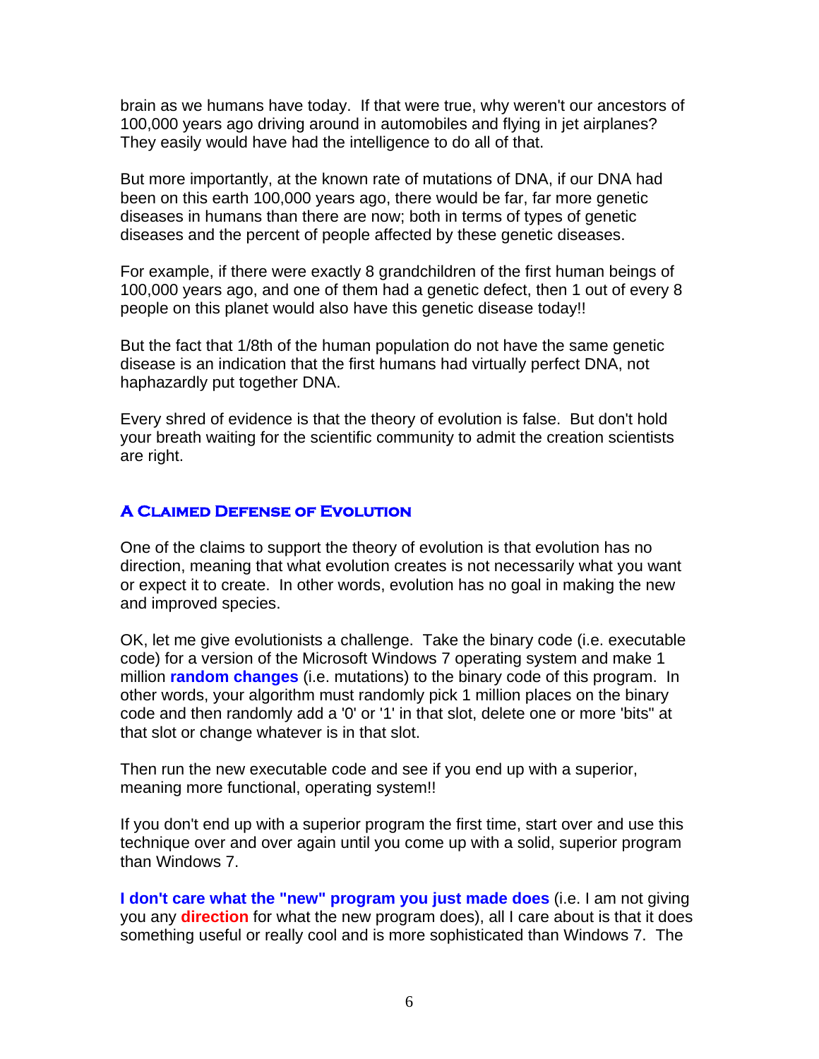brain as we humans have today. If that were true, why weren't our ancestors of 100,000 years ago driving around in automobiles and flying in jet airplanes? They easily would have had the intelligence to do all of that.

But more importantly, at the known rate of mutations of DNA, if our DNA had been on this earth 100,000 years ago, there would be far, far more genetic diseases in humans than there are now; both in terms of types of genetic diseases and the percent of people affected by these genetic diseases.

For example, if there were exactly 8 grandchildren of the first human beings of 100,000 years ago, and one of them had a genetic defect, then 1 out of every 8 people on this planet would also have this genetic disease today!!

But the fact that 1/8th of the human population do not have the same genetic disease is an indication that the first humans had virtually perfect DNA, not haphazardly put together DNA.

Every shred of evidence is that the theory of evolution is false. But don't hold your breath waiting for the scientific community to admit the creation scientists are right.

## A Claimed Defense of Evolution

One of the claims to support the theory of evolution is that evolution has no direction, meaning that what evolution creates is not necessarily what you want or expect it to create. In other words, evolution has no goal in making the new and improved species.

OK, let me give evolutionists a challenge. Take the binary code (i.e. executable code) for a version of the Microsoft Windows 7 operating system and make 1 million **random changes** (i.e. mutations) to the binary code of this program. In other words, your algorithm must randomly pick 1 million places on the binary code and then randomly add a '0' or '1' in that slot, delete one or more 'bits" at that slot or change whatever is in that slot.

Then run the new executable code and see if you end up with a superior, meaning more functional, operating system!!

If you don't end up with a superior program the first time, start over and use this technique over and over again until you come up with a solid, superior program than Windows 7.

**I don't care what the "new" program you just made does** (i.e. I am not giving you any **direction** for what the new program does), all I care about is that it does something useful or really cool and is more sophisticated than Windows 7. The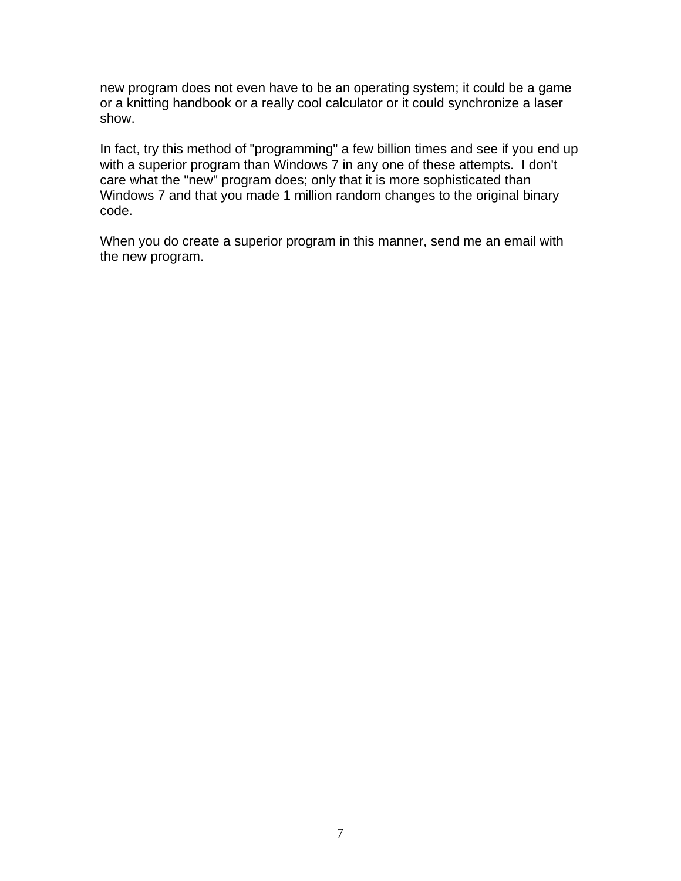new program does not even have to be an operating system; it could be a game or a knitting handbook or a really cool calculator or it could synchronize a laser show.

In fact, try this method of "programming" a few billion times and see if you end up with a superior program than Windows 7 in any one of these attempts. I don't care what the "new" program does; only that it is more sophisticated than Windows 7 and that you made 1 million random changes to the original binary code.

When you do create a superior program in this manner, send me an email with the new program.